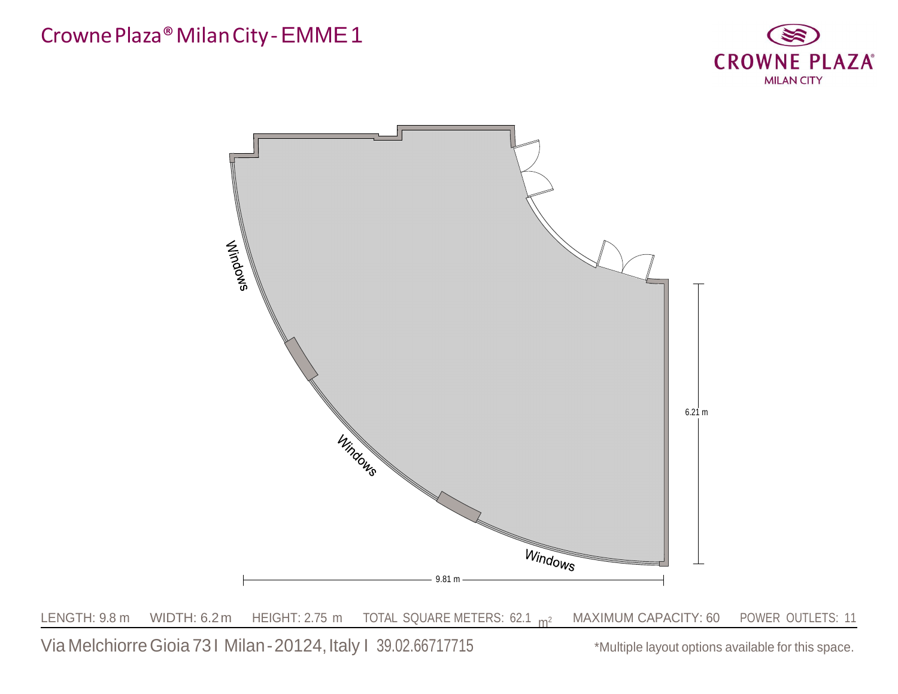# Crowne Plaza® Milan City - EMME 1

CROWNE PLAZA®
MILAN CITY

Windows

Windows

Windows

6.21 m

9.81 m

LENGTH: 9.8 m  WIDTH: 6.2 m  HEIGHT: 2.75 m  TOTAL SQUARE METERS: 62.1 $m^2$  MAXIMUM CAPACITY: 60  POWER OUTLETS: 11

Via Melchiorre Gioia 73 I Milan - 20124, Italy I 39.02.66717715

*Multiple layout options available for this space.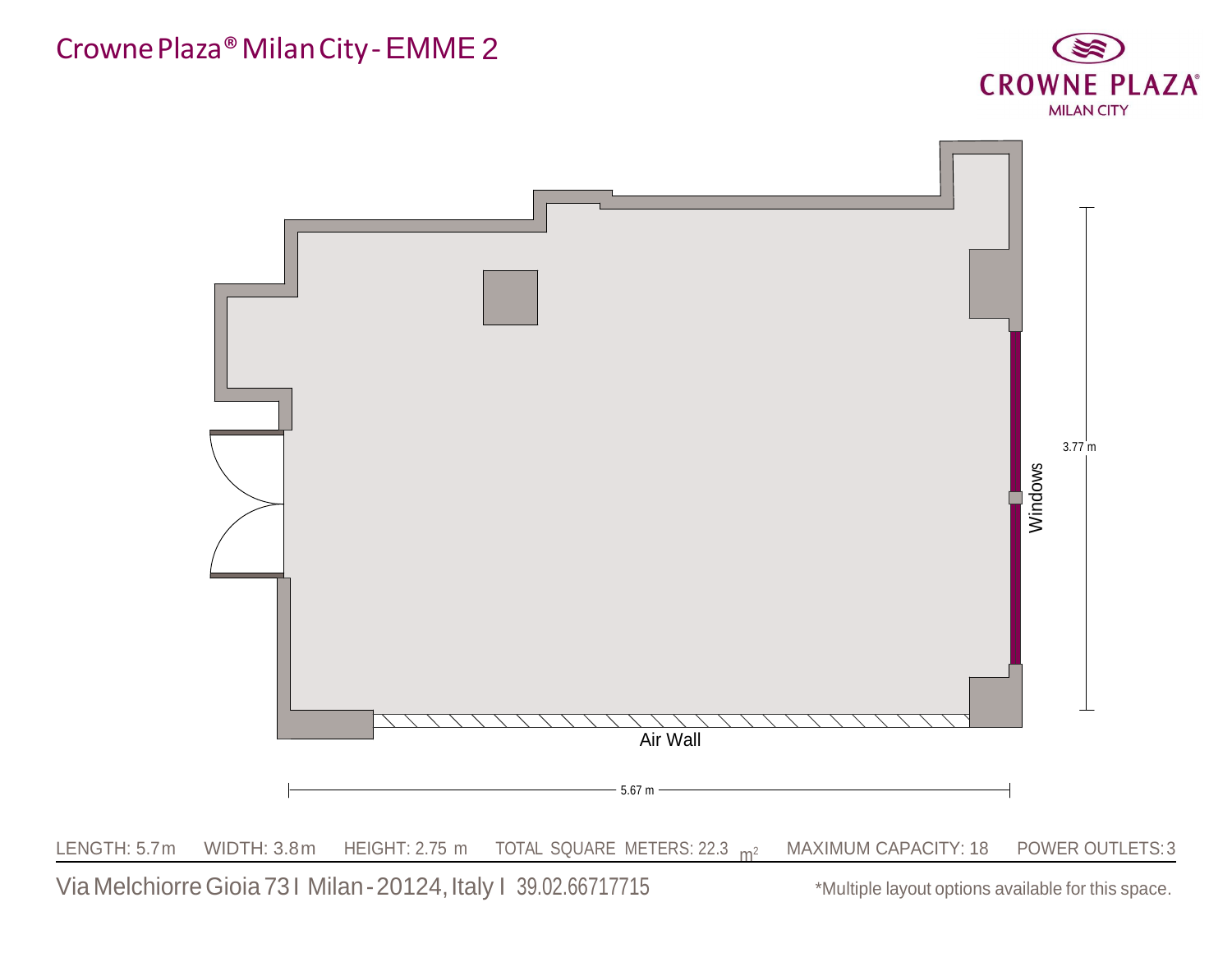# Crowne Plaza® Milan City - EMME 2

CROWNE PLAZA®
MILAN CITY

Windows

3.77 m

Air Wall

5.67 m

LENGTH: 5.7 m | WIDTH: 3.8 m | HEIGHT: 2.75 m | TOTAL SQUARE METERS: 22.3 $m^2$ | MAXIMUM CAPACITY: 18 | POWER OUTLETS: 3

Via Melchiorre Gioia 73 I Milan - 20124, Italy I 39.02.66717715

*Multiple layout options available for this space.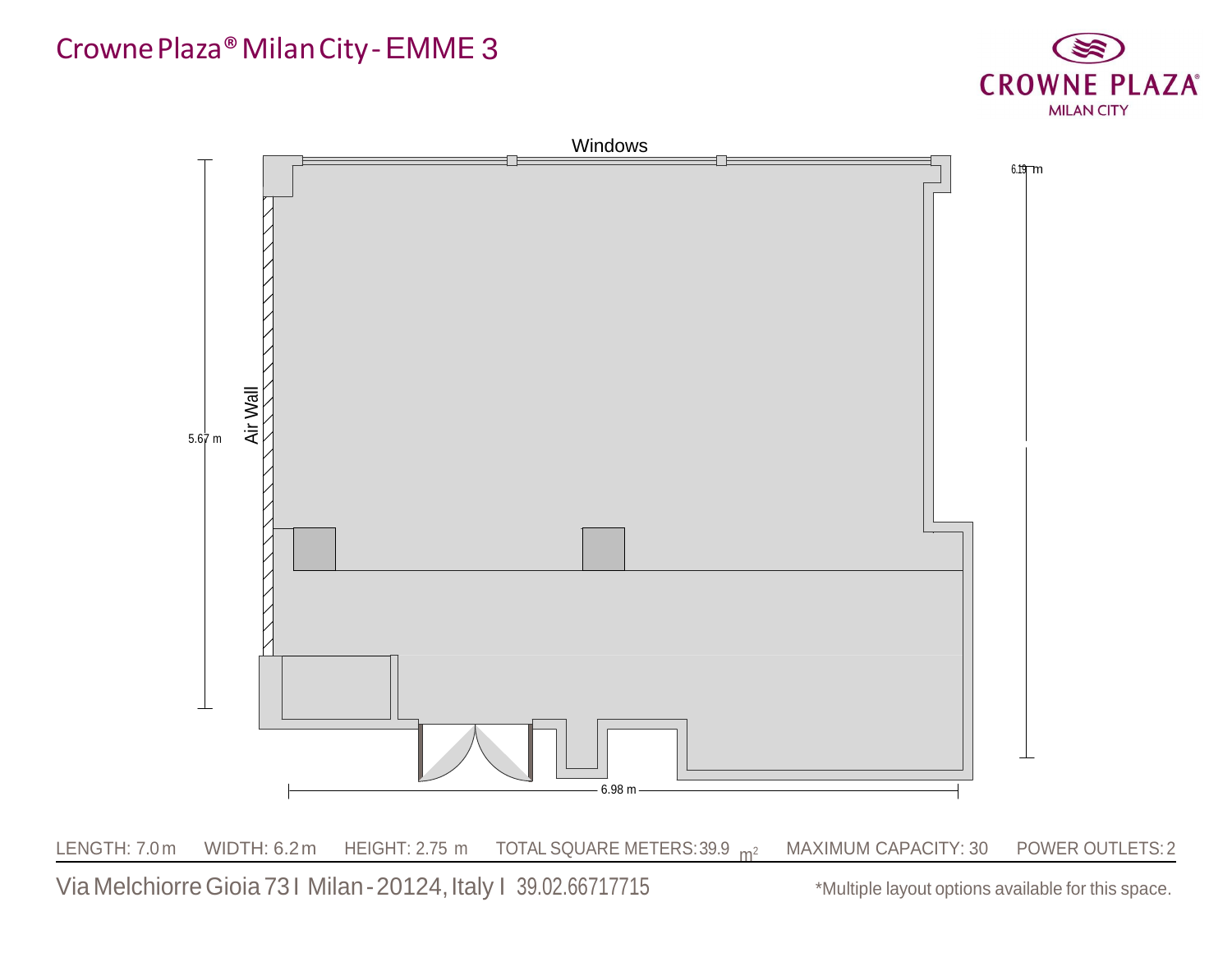# Crowne Plaza® Milan City - EMME 3

CROWNE PLAZA®
MILAN CITY

Windows

Air Wall

5.67 m

6.19 m

6.98 m

LENGTH: 7.0 m WIDTH: 6.2 m HEIGHT: 2.75 m TOTAL SQUARE METERS: 39.9 $m^2$ MAXIMUM CAPACITY: 30 POWER OUTLETS: 2

Via Melchiorre Gioia 73 I Milan - 20124, Italy I 39.02.66717715

*Multiple layout options available for this space.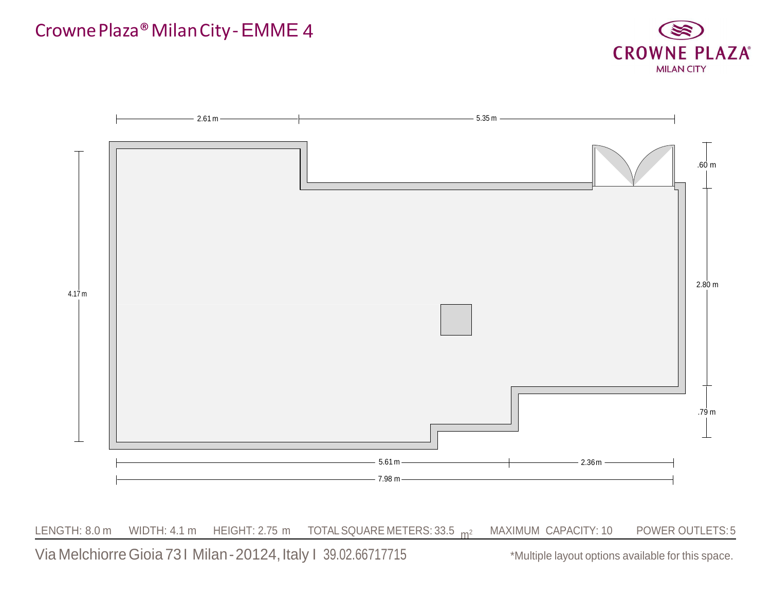# Crowne Plaza® Milan City - EMME 4

CROWNE PLAZA®
MILAN CITY

2.61 m — 5.35 m

4.17 m

.60 m

2.80 m

.79 m

5.61 m — 2.36 m

7.98 m

LENGTH: 8.0 m WIDTH: 4.1 m HEIGHT: 2.75 m TOTAL SQUARE METERS: 33.5 $m^2$ MAXIMUM CAPACITY: 10 POWER OUTLETS: 5

Via Melchiorre Gioia 73 I Milan - 20124, Italy I 39.02.66717715

*Multiple layout options available for this space.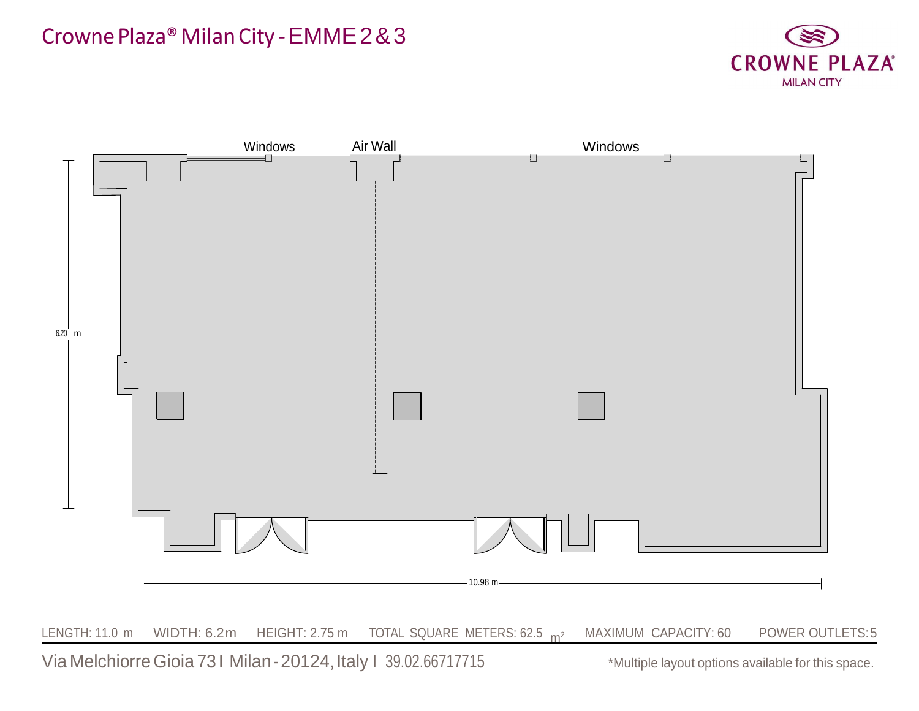# Crowne Plaza® Milan City - EMME 2 & 3

CROWNE PLAZA®
MILAN CITY

Windows

Air Wall

Windows

6.20 m

10.98 m

LENGTH: 11.0 m WIDTH: 6.2 m HEIGHT: 2.75 m TOTAL SQUARE METERS: 62.5 $m^2$ MAXIMUM CAPACITY: 60 POWER OUTLETS: 5

Via Melchiorre Gioia 73 I Milan - 20124, Italy I 39.02.66717715

*Multiple layout options available for this space.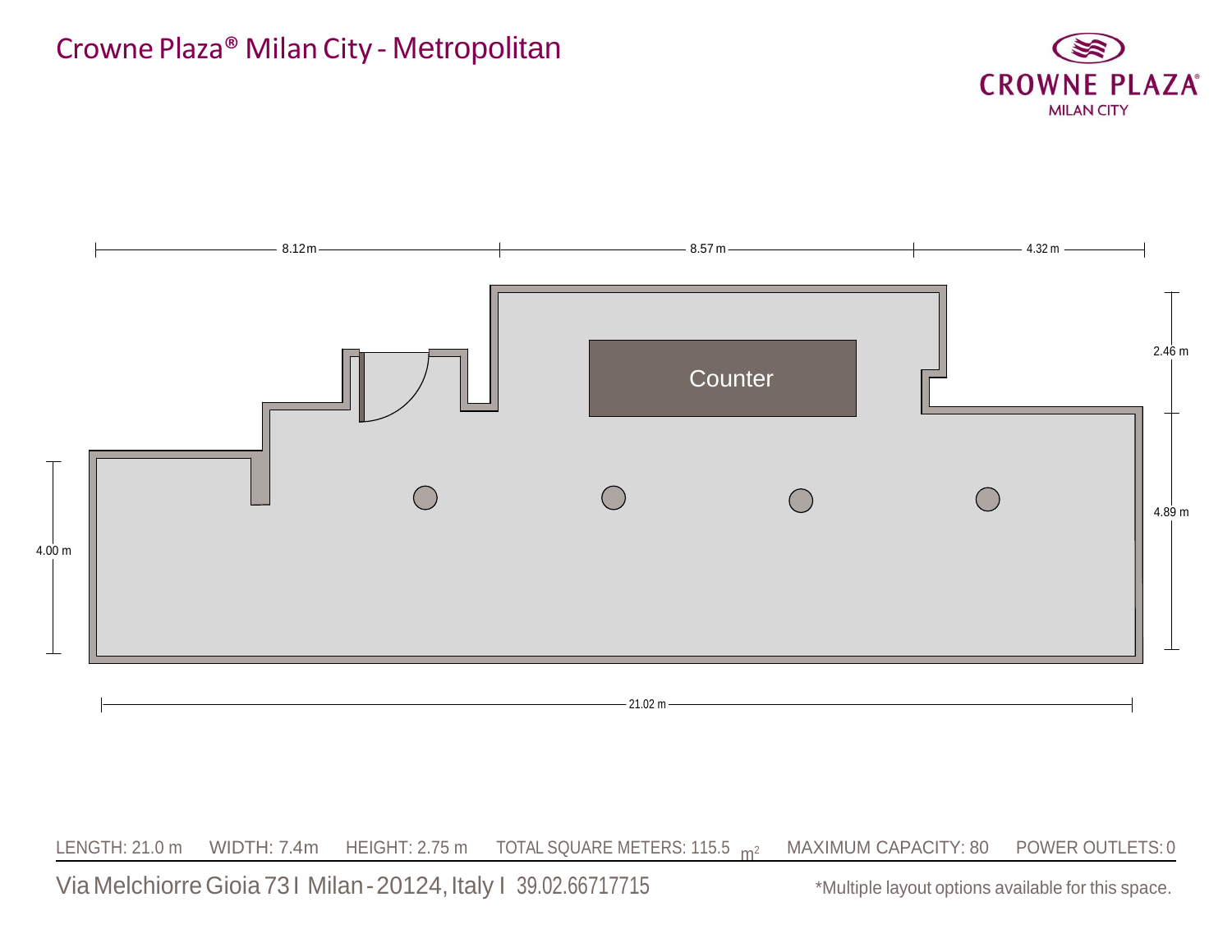# Crowne Plaza® Milan City - Metropolitan

CROWNE PLAZA®
MILAN CITY

8.12 m
8.57 m
4.32 m
2.46 m
Counter
4.89 m
4.00 m
21.02 m

LENGTH: 21.0 m  WIDTH: 7.4m  HEIGHT: 2.75 m  TOTAL SQUARE METERS: 115.5 $m^2$  MAXIMUM CAPACITY: 80  POWER OUTLETS: 0

Via Melchiorre Gioia 73 I Milan - 20124, Italy I 39.02.66717715

*Multiple layout options available for this space.